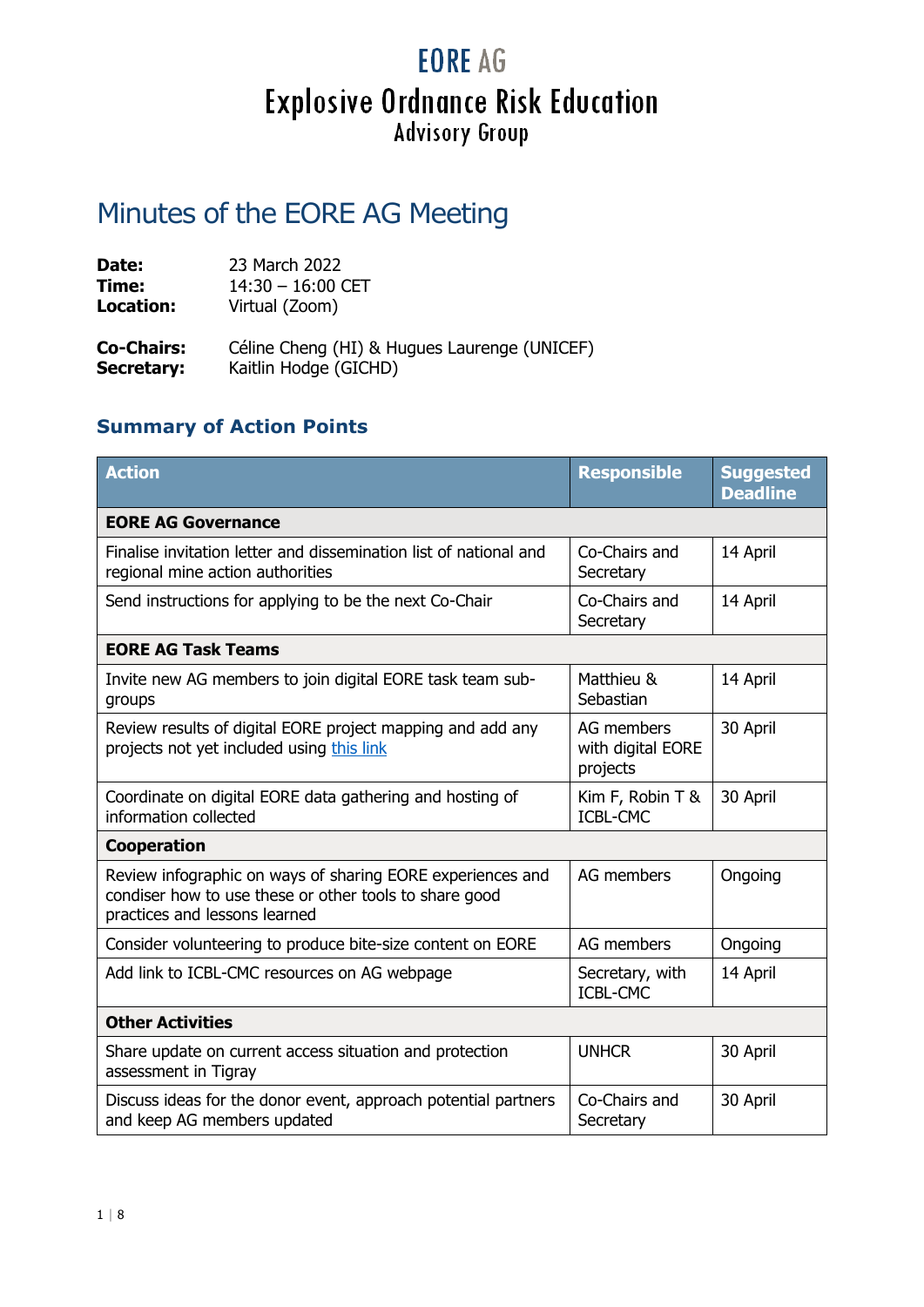# EORE AG
## Explosive Ordnance Risk Education
### Advisory Group

# Minutes of the EORE AG Meeting

**Date:** 23 March 2022
**Time:** 14:30 – 16:00 CET
**Location:** Virtual (Zoom)

**Co-Chairs:** Céline Cheng (HI) & Hugues Laurenge (UNICEF)
**Secretary:** Kaitlin Hodge (GICHD)

## Summary of Action Points

| Action | Responsible | Suggested Deadline |
|---|---|---|
| **EORE AG Governance** | | |
| Finalise invitation letter and dissemination list of national and regional mine action authorities | Co-Chairs and Secretary | 14 April |
| Send instructions for applying to be the next Co-Chair | Co-Chairs and Secretary | 14 April |
| **EORE AG Task Teams** | | |
| Invite new AG members to join digital EORE task team sub-groups | Matthieu & Sebastian | 14 April |
| Review results of digital EORE project mapping and add any projects not yet included using this link | AG members with digital EORE projects | 30 April |
| Coordinate on digital EORE data gathering and hosting of information collected | Kim F, Robin T & ICBL-CMC | 30 April |
| **Cooperation** | | |
| Review infographic on ways of sharing EORE experiences and condiser how to use these or other tools to share good practices and lessons learned | AG members | Ongoing |
| Consider volunteering to produce bite-size content on EORE | AG members | Ongoing |
| Add link to ICBL-CMC resources on AG webpage | Secretary, with ICBL-CMC | 14 April |
| **Other Activities** | | |
| Share update on current access situation and protection assessment in Tigray | UNHCR | 30 April |
| Discuss ideas for the donor event, approach potential partners and keep AG members updated | Co-Chairs and Secretary | 30 April |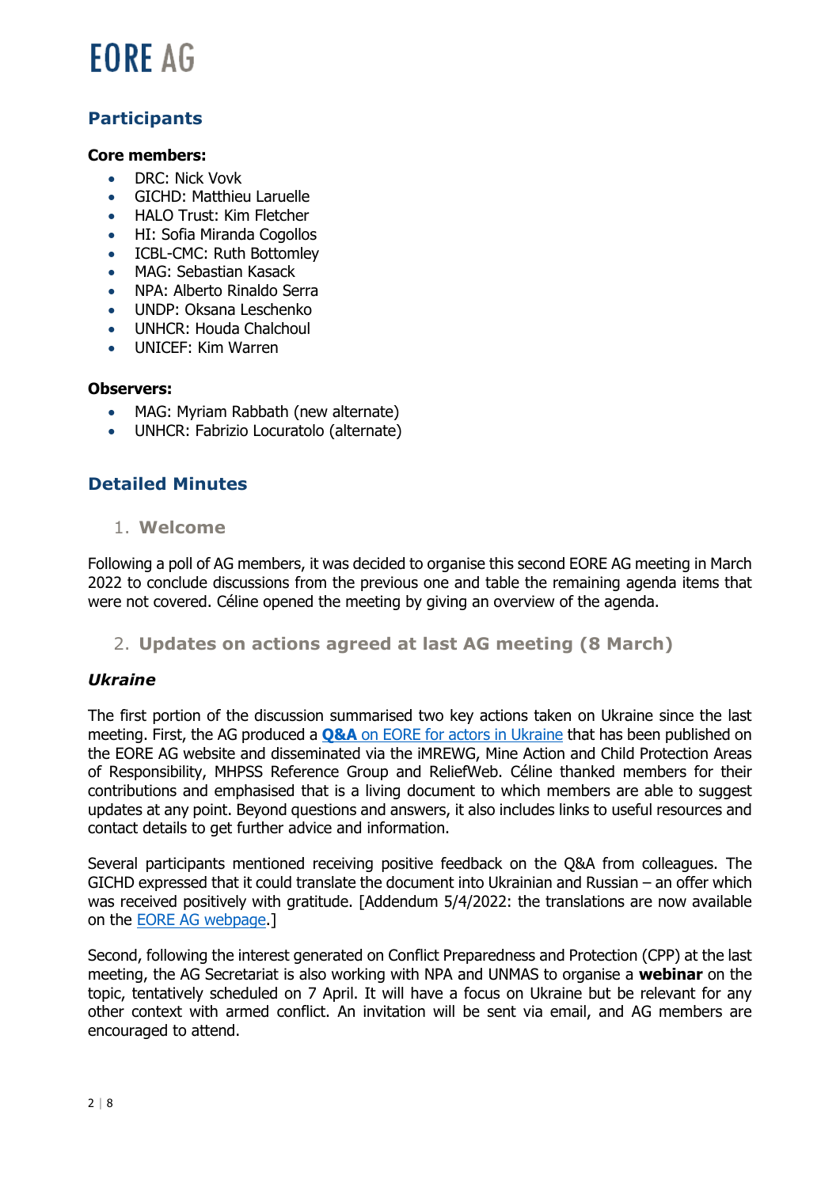## Participants

**Core members:**

- DRC: Nick Vovk
- GICHD: Matthieu Laruelle
- HALO Trust: Kim Fletcher
- HI: Sofia Miranda Cogollos
- ICBL-CMC: Ruth Bottomley
- MAG: Sebastian Kasack
- NPA: Alberto Rinaldo Serra
- UNDP: Oksana Leschenko
- UNHCR: Houda Chalchoul
- UNICEF: Kim Warren

**Observers:**

- MAG: Myriam Rabbath (new alternate)
- UNHCR: Fabrizio Locuratolo (alternate)

## Detailed Minutes

### 1. Welcome

Following a poll of AG members, it was decided to organise this second EORE AG meeting in March 2022 to conclude discussions from the previous one and table the remaining agenda items that were not covered. Céline opened the meeting by giving an overview of the agenda.

### 2. Updates on actions agreed at last AG meeting (8 March)

#### *Ukraine*

The first portion of the discussion summarised two key actions taken on Ukraine since the last meeting. First, the AG produced a **Q&A** on EORE for actors in Ukraine that has been published on the EORE AG website and disseminated via the iMREWG, Mine Action and Child Protection Areas of Responsibility, MHPSS Reference Group and ReliefWeb. Céline thanked members for their contributions and emphasised that is a living document to which members are able to suggest updates at any point. Beyond questions and answers, it also includes links to useful resources and contact details to get further advice and information.

Several participants mentioned receiving positive feedback on the Q&A from colleagues. The GICHD expressed that it could translate the document into Ukrainian and Russian – an offer which was received positively with gratitude. [Addendum 5/4/2022: the translations are now available on the EORE AG webpage.]

Second, following the interest generated on Conflict Preparedness and Protection (CPP) at the last meeting, the AG Secretariat is also working with NPA and UNMAS to organise a **webinar** on the topic, tentatively scheduled on 7 April. It will have a focus on Ukraine but be relevant for any other context with armed conflict. An invitation will be sent via email, and AG members are encouraged to attend.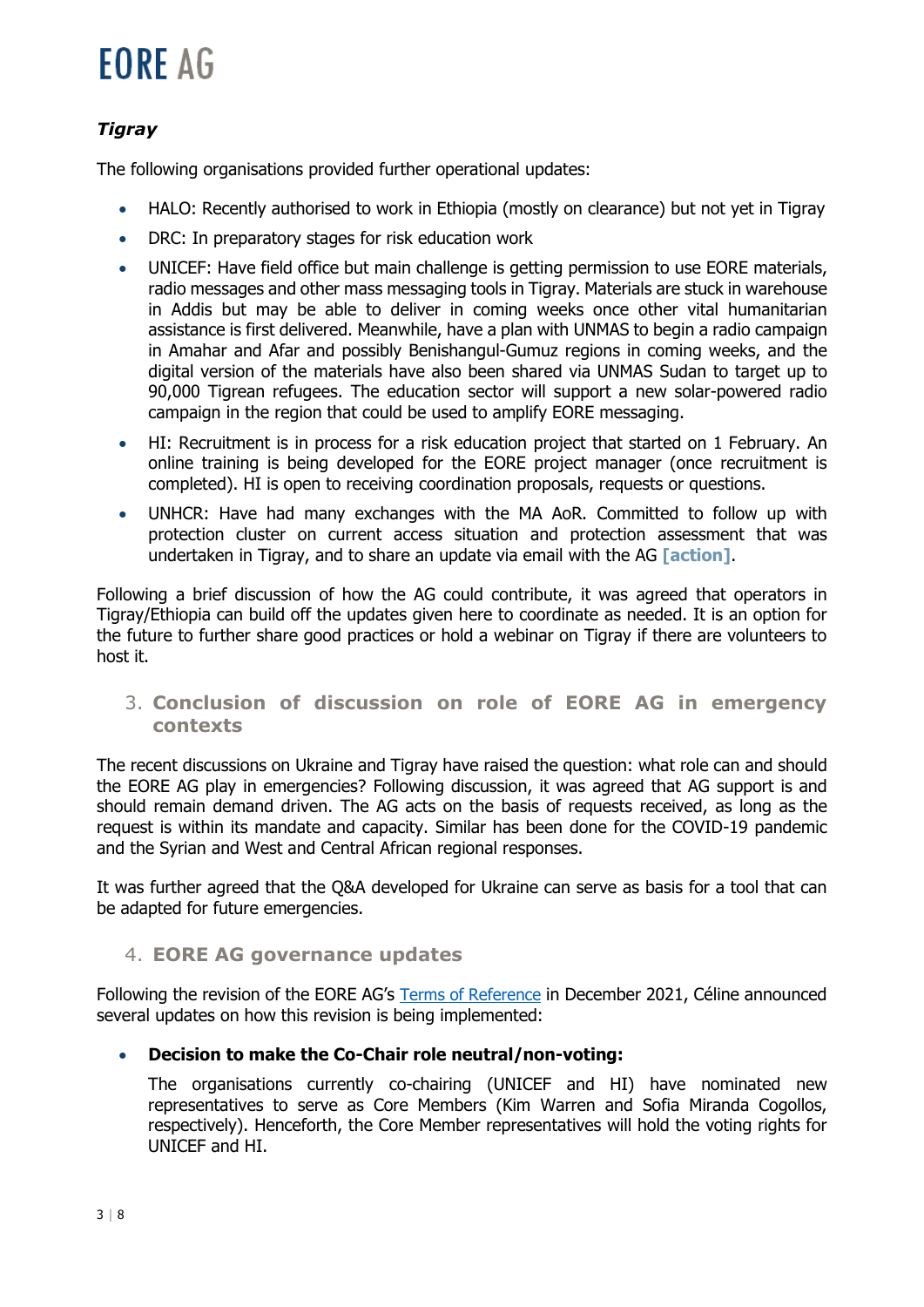### *Tigray*

The following organisations provided further operational updates:

- HALO: Recently authorised to work in Ethiopia (mostly on clearance) but not yet in Tigray
- DRC: In preparatory stages for risk education work
- UNICEF: Have field office but main challenge is getting permission to use EORE materials, radio messages and other mass messaging tools in Tigray. Materials are stuck in warehouse in Addis but may be able to deliver in coming weeks once other vital humanitarian assistance is first delivered. Meanwhile, have a plan with UNMAS to begin a radio campaign in Amahar and Afar and possibly Benishangul-Gumuz regions in coming weeks, and the digital version of the materials have also been shared via UNMAS Sudan to target up to 90,000 Tigrean refugees. The education sector will support a new solar-powered radio campaign in the region that could be used to amplify EORE messaging.
- HI: Recruitment is in process for a risk education project that started on 1 February. An online training is being developed for the EORE project manager (once recruitment is completed). HI is open to receiving coordination proposals, requests or questions.
- UNHCR: Have had many exchanges with the MA AoR. Committed to follow up with protection cluster on current access situation and protection assessment that was undertaken in Tigray, and to share an update via email with the AG **[action]**.

Following a brief discussion of how the AG could contribute, it was agreed that operators in Tigray/Ethiopia can build off the updates given here to coordinate as needed. It is an option for the future to further share good practices or hold a webinar on Tigray if there are volunteers to host it.

## 3. Conclusion of discussion on role of EORE AG in emergency contexts

The recent discussions on Ukraine and Tigray have raised the question: what role can and should the EORE AG play in emergencies? Following discussion, it was agreed that AG support is and should remain demand driven. The AG acts on the basis of requests received, as long as the request is within its mandate and capacity. Similar has been done for the COVID-19 pandemic and the Syrian and West and Central African regional responses.

It was further agreed that the Q&A developed for Ukraine can serve as basis for a tool that can be adapted for future emergencies.

## 4. EORE AG governance updates

Following the revision of the EORE AG's Terms of Reference in December 2021, Céline announced several updates on how this revision is being implemented:

- **Decision to make the Co-Chair role neutral/non-voting:**

  The organisations currently co-chairing (UNICEF and HI) have nominated new representatives to serve as Core Members (Kim Warren and Sofia Miranda Cogollos, respectively). Henceforth, the Core Member representatives will hold the voting rights for UNICEF and HI.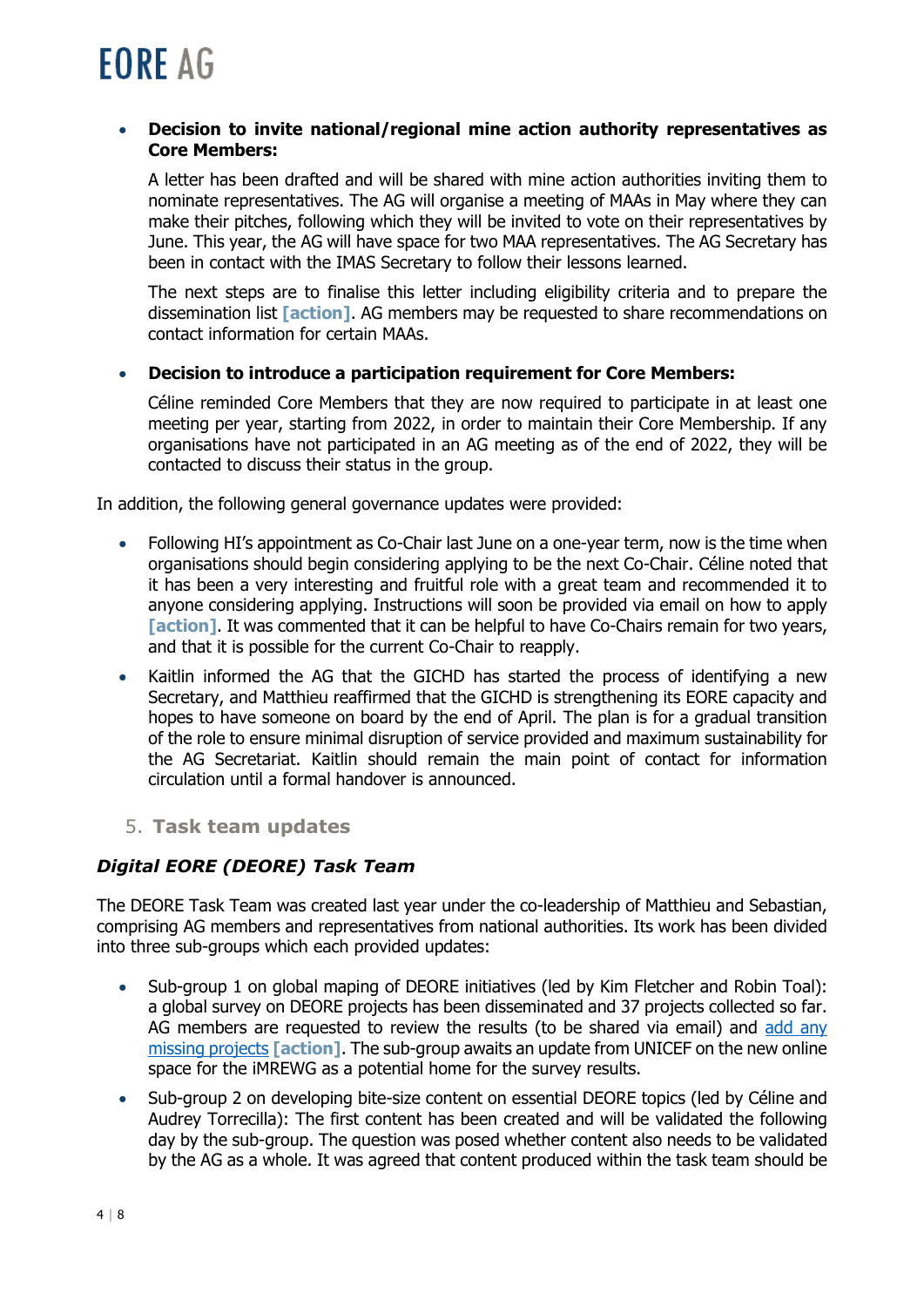- **Decision to invite national/regional mine action authority representatives as Core Members:**

  A letter has been drafted and will be shared with mine action authorities inviting them to nominate representatives. The AG will organise a meeting of MAAs in May where they can make their pitches, following which they will be invited to vote on their representatives by June. This year, the AG will have space for two MAA representatives. The AG Secretary has been in contact with the IMAS Secretary to follow their lessons learned.

  The next steps are to finalise this letter including eligibility criteria and to prepare the dissemination list **[action]**. AG members may be requested to share recommendations on contact information for certain MAAs.

- **Decision to introduce a participation requirement for Core Members:**

  Céline reminded Core Members that they are now required to participate in at least one meeting per year, starting from 2022, in order to maintain their Core Membership. If any organisations have not participated in an AG meeting as of the end of 2022, they will be contacted to discuss their status in the group.

In addition, the following general governance updates were provided:

- Following HI's appointment as Co-Chair last June on a one-year term, now is the time when organisations should begin considering applying to be the next Co-Chair. Céline noted that it has been a very interesting and fruitful role with a great team and recommended it to anyone considering applying. Instructions will soon be provided via email on how to apply **[action]**. It was commented that it can be helpful to have Co-Chairs remain for two years, and that it is possible for the current Co-Chair to reapply.
- Kaitlin informed the AG that the GICHD has started the process of identifying a new Secretary, and Matthieu reaffirmed that the GICHD is strengthening its EORE capacity and hopes to have someone on board by the end of April. The plan is for a gradual transition of the role to ensure minimal disruption of service provided and maximum sustainability for the AG Secretariat. Kaitlin should remain the main point of contact for information circulation until a formal handover is announced.

## 5. Task team updates

### *Digital EORE (DEORE) Task Team*

The DEORE Task Team was created last year under the co-leadership of Matthieu and Sebastian, comprising AG members and representatives from national authorities. Its work has been divided into three sub-groups which each provided updates:

- Sub-group 1 on global maping of DEORE initiatives (led by Kim Fletcher and Robin Toal): a global survey on DEORE projects has been disseminated and 37 projects collected so far. AG members are requested to review the results (to be shared via email) and add any missing projects **[action]**. The sub-group awaits an update from UNICEF on the new online space for the iMREWG as a potential home for the survey results.
- Sub-group 2 on developing bite-size content on essential DEORE topics (led by Céline and Audrey Torrecilla): The first content has been created and will be validated the following day by the sub-group. The question was posed whether content also needs to be validated by the AG as a whole. It was agreed that content produced within the task team should be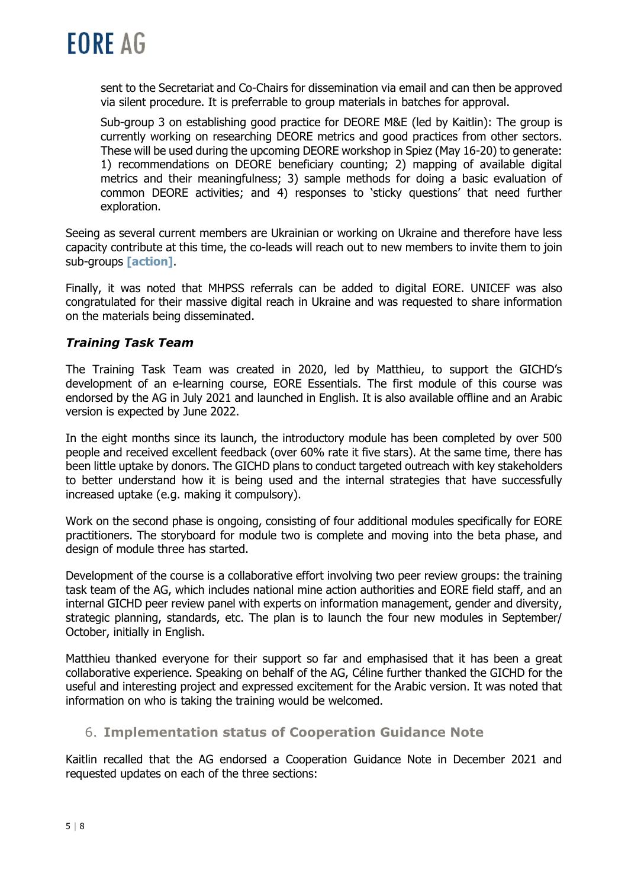sent to the Secretariat and Co-Chairs for dissemination via email and can then be approved via silent procedure. It is preferrable to group materials in batches for approval.

Sub-group 3 on establishing good practice for DEORE M&E (led by Kaitlin): The group is currently working on researching DEORE metrics and good practices from other sectors. These will be used during the upcoming DEORE workshop in Spiez (May 16-20) to generate: 1) recommendations on DEORE beneficiary counting; 2) mapping of available digital metrics and their meaningfulness; 3) sample methods for doing a basic evaluation of common DEORE activities; and 4) responses to 'sticky questions' that need further exploration.

Seeing as several current members are Ukrainian or working on Ukraine and therefore have less capacity contribute at this time, the co-leads will reach out to new members to invite them to join sub-groups **[action]**.

Finally, it was noted that MHPSS referrals can be added to digital EORE. UNICEF was also congratulated for their massive digital reach in Ukraine and was requested to share information on the materials being disseminated.

### *Training Task Team*

The Training Task Team was created in 2020, led by Matthieu, to support the GICHD's development of an e-learning course, EORE Essentials. The first module of this course was endorsed by the AG in July 2021 and launched in English. It is also available offline and an Arabic version is expected by June 2022.

In the eight months since its launch, the introductory module has been completed by over 500 people and received excellent feedback (over 60% rate it five stars). At the same time, there has been little uptake by donors. The GICHD plans to conduct targeted outreach with key stakeholders to better understand how it is being used and the internal strategies that have successfully increased uptake (e.g. making it compulsory).

Work on the second phase is ongoing, consisting of four additional modules specifically for EORE practitioners. The storyboard for module two is complete and moving into the beta phase, and design of module three has started.

Development of the course is a collaborative effort involving two peer review groups: the training task team of the AG, which includes national mine action authorities and EORE field staff, and an internal GICHD peer review panel with experts on information management, gender and diversity, strategic planning, standards, etc. The plan is to launch the four new modules in September/ October, initially in English.

Matthieu thanked everyone for their support so far and emphasised that it has been a great collaborative experience. Speaking on behalf of the AG, Céline further thanked the GICHD for the useful and interesting project and expressed excitement for the Arabic version. It was noted that information on who is taking the training would be welcomed.

## 6. **Implementation status of Cooperation Guidance Note**

Kaitlin recalled that the AG endorsed a Cooperation Guidance Note in December 2021 and requested updates on each of the three sections: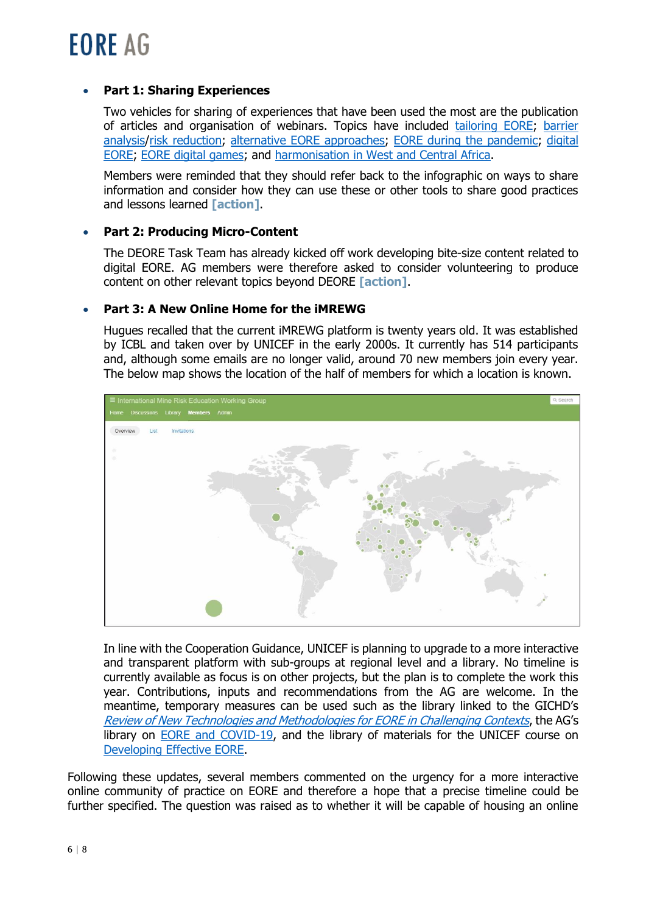- **Part 1: Sharing Experiences**

  Two vehicles for sharing of experiences that have been used the most are the publication of articles and organisation of webinars. Topics have included tailoring EORE; barrier analysis/risk reduction; alternative EORE approaches; EORE during the pandemic; digital EORE; EORE digital games; and harmonisation in West and Central Africa.

  Members were reminded that they should refer back to the infographic on ways to share information and consider how they can use these or other tools to share good practices and lessons learned **[action]**.

- **Part 2: Producing Micro-Content**

  The DEORE Task Team has already kicked off work developing bite-size content related to digital EORE. AG members were therefore asked to consider volunteering to produce content on other relevant topics beyond DEORE **[action]**.

- **Part 3: A New Online Home for the iMREWG**

  Hugues recalled that the current iMREWG platform is twenty years old. It was established by ICBL and taken over by UNICEF in the early 2000s. It currently has 514 participants and, although some emails are no longer valid, around 70 new members join every year. The below map shows the location of the half of members for which a location is known.

  In line with the Cooperation Guidance, UNICEF is planning to upgrade to a more interactive and transparent platform with sub-groups at regional level and a library. No timeline is currently available as focus is on other projects, but the plan is to complete the work this year. Contributions, inputs and recommendations from the AG are welcome. In the meantime, temporary measures can be used such as the library linked to the GICHD's *Review of New Technologies and Methodologies for EORE in Challenging Contexts*, the AG's library on EORE and COVID-19, and the library of materials for the UNICEF course on Developing Effective EORE.

Following these updates, several members commented on the urgency for a more interactive online community of practice on EORE and therefore a hope that a precise timeline could be further specified. The question was raised as to whether it will be capable of housing an online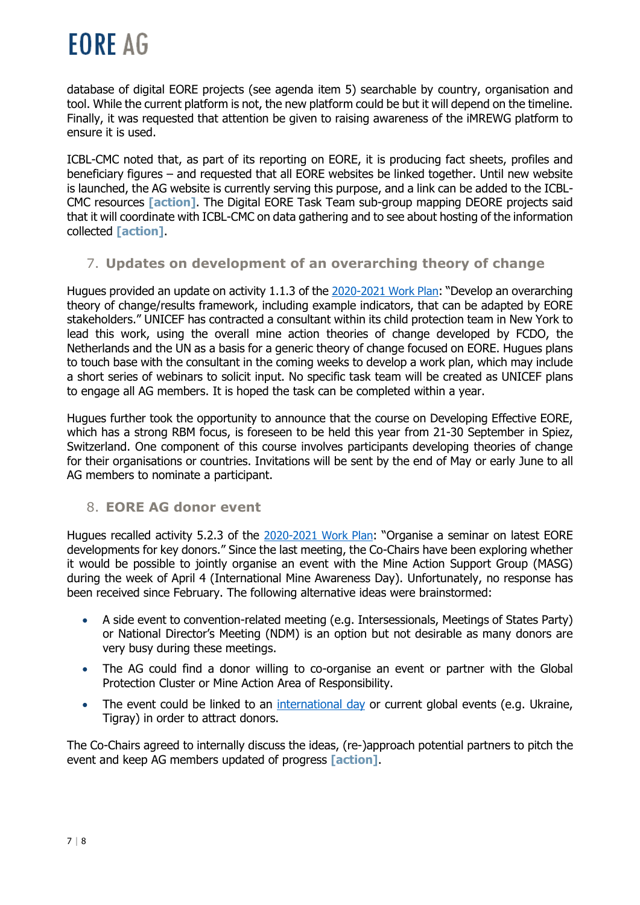database of digital EORE projects (see agenda item 5) searchable by country, organisation and tool. While the current platform is not, the new platform could be but it will depend on the timeline. Finally, it was requested that attention be given to raising awareness of the iMREWG platform to ensure it is used.

ICBL-CMC noted that, as part of its reporting on EORE, it is producing fact sheets, profiles and beneficiary figures – and requested that all EORE websites be linked together. Until new website is launched, the AG website is currently serving this purpose, and a link can be added to the ICBL-CMC resources **[action]**. The Digital EORE Task Team sub-group mapping DEORE projects said that it will coordinate with ICBL-CMC on data gathering and to see about hosting of the information collected **[action]**.

## 7. Updates on development of an overarching theory of change

Hugues provided an update on activity 1.1.3 of the [2020-2021 Work Plan](): "Develop an overarching theory of change/results framework, including example indicators, that can be adapted by EORE stakeholders." UNICEF has contracted a consultant within its child protection team in New York to lead this work, using the overall mine action theories of change developed by FCDO, the Netherlands and the UN as a basis for a generic theory of change focused on EORE. Hugues plans to touch base with the consultant in the coming weeks to develop a work plan, which may include a short series of webinars to solicit input. No specific task team will be created as UNICEF plans to engage all AG members. It is hoped the task can be completed within a year.

Hugues further took the opportunity to announce that the course on Developing Effective EORE, which has a strong RBM focus, is foreseen to be held this year from 21-30 September in Spiez, Switzerland. One component of this course involves participants developing theories of change for their organisations or countries. Invitations will be sent by the end of May or early June to all AG members to nominate a participant.

## 8. EORE AG donor event

Hugues recalled activity 5.2.3 of the [2020-2021 Work Plan](): "Organise a seminar on latest EORE developments for key donors." Since the last meeting, the Co-Chairs have been exploring whether it would be possible to jointly organise an event with the Mine Action Support Group (MASG) during the week of April 4 (International Mine Awareness Day). Unfortunately, no response has been received since February. The following alternative ideas were brainstormed:

- A side event to convention-related meeting (e.g. Intersessionals, Meetings of States Party) or National Director's Meeting (NDM) is an option but not desirable as many donors are very busy during these meetings.
- The AG could find a donor willing to co-organise an event or partner with the Global Protection Cluster or Mine Action Area of Responsibility.
- The event could be linked to an [international day]() or current global events (e.g. Ukraine, Tigray) in order to attract donors.

The Co-Chairs agreed to internally discuss the ideas, (re-)approach potential partners to pitch the event and keep AG members updated of progress **[action]**.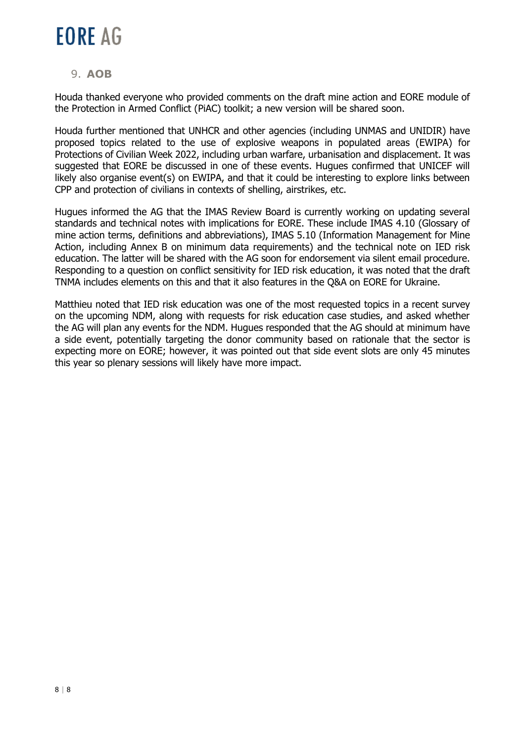## 9. AOB

Houda thanked everyone who provided comments on the draft mine action and EORE module of the Protection in Armed Conflict (PiAC) toolkit; a new version will be shared soon.

Houda further mentioned that UNHCR and other agencies (including UNMAS and UNIDIR) have proposed topics related to the use of explosive weapons in populated areas (EWIPA) for Protections of Civilian Week 2022, including urban warfare, urbanisation and displacement. It was suggested that EORE be discussed in one of these events. Hugues confirmed that UNICEF will likely also organise event(s) on EWIPA, and that it could be interesting to explore links between CPP and protection of civilians in contexts of shelling, airstrikes, etc.

Hugues informed the AG that the IMAS Review Board is currently working on updating several standards and technical notes with implications for EORE. These include IMAS 4.10 (Glossary of mine action terms, definitions and abbreviations), IMAS 5.10 (Information Management for Mine Action, including Annex B on minimum data requirements) and the technical note on IED risk education. The latter will be shared with the AG soon for endorsement via silent email procedure. Responding to a question on conflict sensitivity for IED risk education, it was noted that the draft TNMA includes elements on this and that it also features in the Q&A on EORE for Ukraine.

Matthieu noted that IED risk education was one of the most requested topics in a recent survey on the upcoming NDM, along with requests for risk education case studies, and asked whether the AG will plan any events for the NDM. Hugues responded that the AG should at minimum have a side event, potentially targeting the donor community based on rationale that the sector is expecting more on EORE; however, it was pointed out that side event slots are only 45 minutes this year so plenary sessions will likely have more impact.